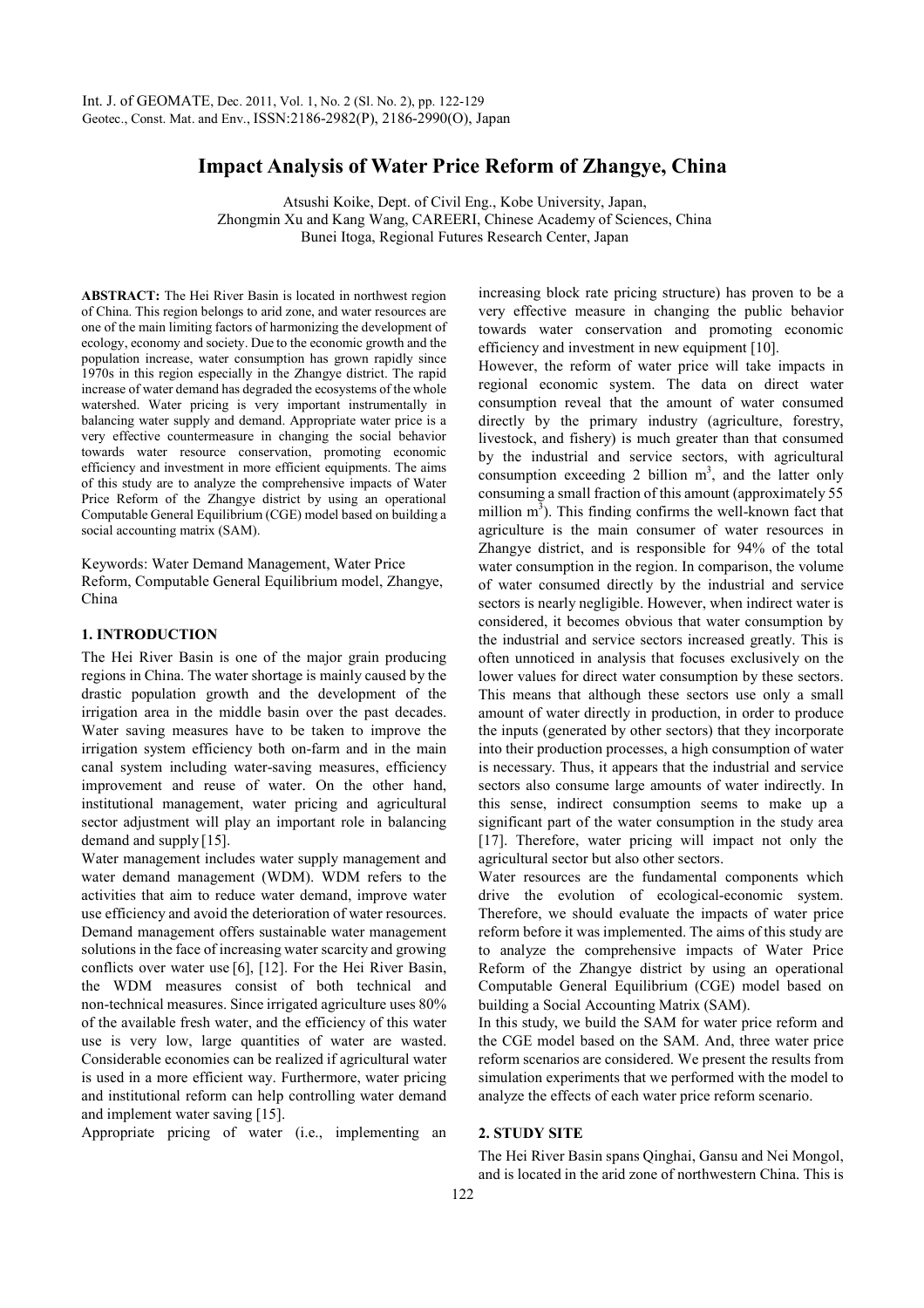# Impact Analysis of Water Price Reform of Zhangye, China

Atsushi Koike, Dept. of Civil Eng., Kobe University, Japan,
Zhongmin Xu and Kang Wang, CAREERI, Chinese Academy of Sciences, China
Bunei Itoga, Regional Futures Research Center, Japan

**ABSTRACT:** The Hei River Basin is located in northwest region of China. This region belongs to arid zone, and water resources are one of the main limiting factors of harmonizing the development of ecology, economy and society. Due to the economic growth and the population increase, water consumption has grown rapidly since 1970s in this region especially in the Zhangye district. The rapid increase of water demand has degraded the ecosystems of the whole watershed. Water pricing is very important instrumentally in balancing water supply and demand. Appropriate water price is a very effective countermeasure in changing the social behavior towards water resource conservation, promoting economic efficiency and investment in more efficient equipments. The aims of this study are to analyze the comprehensive impacts of Water Price Reform of the Zhangye district by using an operational Computable General Equilibrium (CGE) model based on building a social accounting matrix (SAM).

Keywords: Water Demand Management, Water Price Reform, Computable General Equilibrium model, Zhangye, China

## 1. INTRODUCTION

The Hei River Basin is one of the major grain producing regions in China. The water shortage is mainly caused by the drastic population growth and the development of the irrigation area in the middle basin over the past decades. Water saving measures have to be taken to improve the irrigation system efficiency both on-farm and in the main canal system including water-saving measures, efficiency improvement and reuse of water. On the other hand, institutional management, water pricing and agricultural sector adjustment will play an important role in balancing demand and supply [15].

Water management includes water supply management and water demand management (WDM). WDM refers to the activities that aim to reduce water demand, improve water use efficiency and avoid the deterioration of water resources. Demand management offers sustainable water management solutions in the face of increasing water scarcity and growing conflicts over water use [6], [12]. For the Hei River Basin, the WDM measures consist of both technical and non-technical measures. Since irrigated agriculture uses 80% of the available fresh water, and the efficiency of this water use is very low, large quantities of water are wasted. Considerable economies can be realized if agricultural water is used in a more efficient way. Furthermore, water pricing and institutional reform can help controlling water demand and implement water saving [15].

Appropriate pricing of water (i.e., implementing an increasing block rate pricing structure) has proven to be a very effective measure in changing the public behavior towards water conservation and promoting economic efficiency and investment in new equipment [10].

However, the reform of water price will take impacts in regional economic system. The data on direct water consumption reveal that the amount of water consumed directly by the primary industry (agriculture, forestry, livestock, and fishery) is much greater than that consumed by the industrial and service sectors, with agricultural consumption exceeding 2 billion $m^3$, and the latter only consuming a small fraction of this amount (approximately 55 million $m^3$). This finding confirms the well-known fact that agriculture is the main consumer of water resources in Zhangye district, and is responsible for 94% of the total water consumption in the region. In comparison, the volume of water consumed directly by the industrial and service sectors is nearly negligible. However, when indirect water is considered, it becomes obvious that water consumption by the industrial and service sectors increased greatly. This is often unnoticed in analysis that focuses exclusively on the lower values for direct water consumption by these sectors. This means that although these sectors use only a small amount of water directly in production, in order to produce the inputs (generated by other sectors) that they incorporate into their production processes, a high consumption of water is necessary. Thus, it appears that the industrial and service sectors also consume large amounts of water indirectly. In this sense, indirect consumption seems to make up a significant part of the water consumption in the study area [17]. Therefore, water pricing will impact not only the agricultural sector but also other sectors.

Water resources are the fundamental components which drive the evolution of ecological-economic system. Therefore, we should evaluate the impacts of water price reform before it was implemented. The aims of this study are to analyze the comprehensive impacts of Water Price Reform of the Zhangye district by using an operational Computable General Equilibrium (CGE) model based on building a Social Accounting Matrix (SAM).

In this study, we build the SAM for water price reform and the CGE model based on the SAM. And, three water price reform scenarios are considered. We present the results from simulation experiments that we performed with the model to analyze the effects of each water price reform scenario.

## 2. STUDY SITE

The Hei River Basin spans Qinghai, Gansu and Nei Mongol, and is located in the arid zone of northwestern China. This is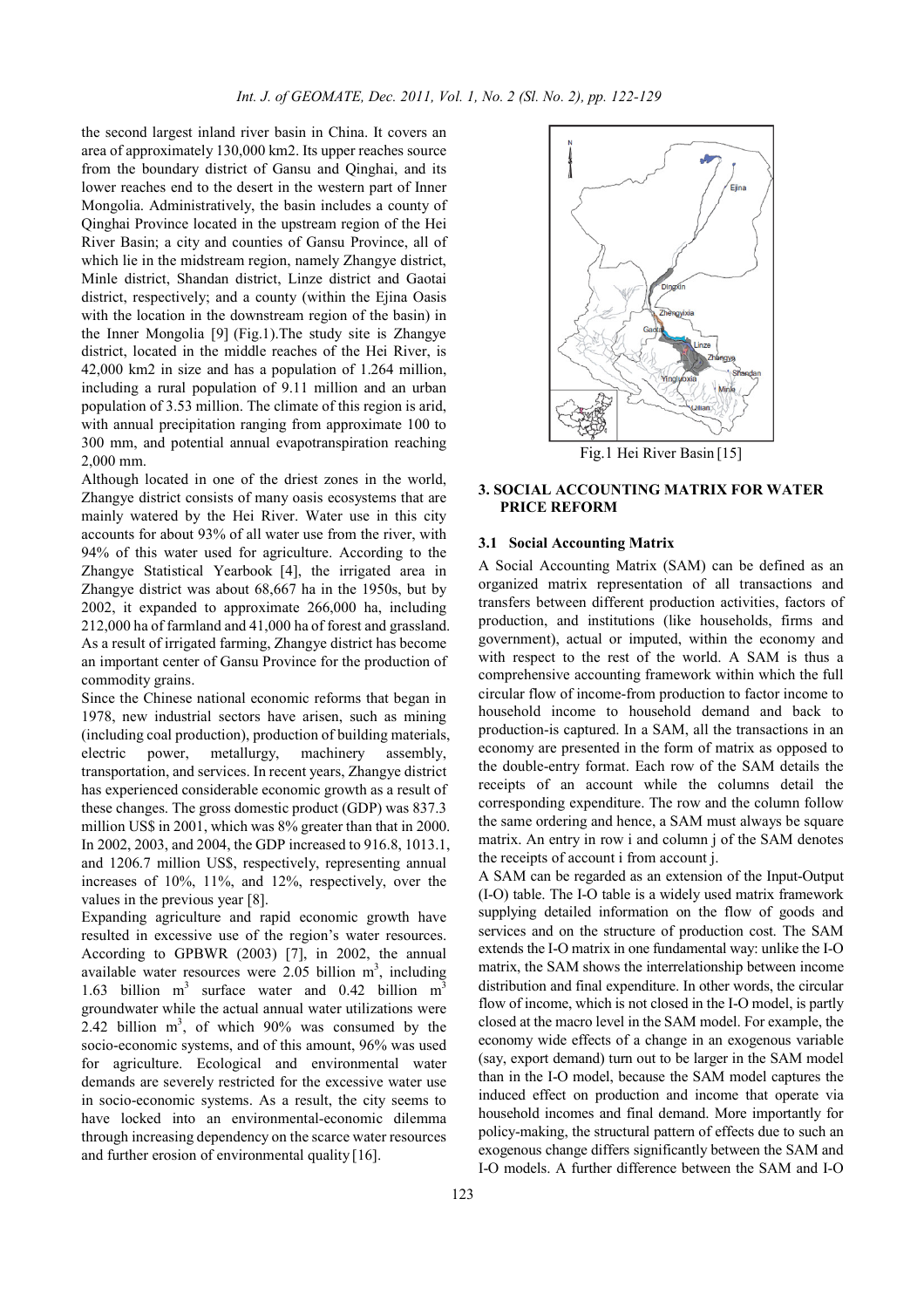the second largest inland river basin in China. It covers an area of approximately 130,000 km2. Its upper reaches source from the boundary district of Gansu and Qinghai, and its lower reaches end to the desert in the western part of Inner Mongolia. Administratively, the basin includes a county of Qinghai Province located in the upstream region of the Hei River Basin; a city and counties of Gansu Province, all of which lie in the midstream region, namely Zhangye district, Minle district, Shandan district, Linze district and Gaotai district, respectively; and a county (within the Ejina Oasis with the location in the downstream region of the basin) in the Inner Mongolia [9] (Fig.1).The study site is Zhangye district, located in the middle reaches of the Hei River, is 42,000 km2 in size and has a population of 1.264 million, including a rural population of 9.11 million and an urban population of 3.53 million. The climate of this region is arid, with annual precipitation ranging from approximate 100 to 300 mm, and potential annual evapotranspiration reaching 2,000 mm.

Although located in one of the driest zones in the world, Zhangye district consists of many oasis ecosystems that are mainly watered by the Hei River. Water use in this city accounts for about 93% of all water use from the river, with 94% of this water used for agriculture. According to the Zhangye Statistical Yearbook [4], the irrigated area in Zhangye district was about 68,667 ha in the 1950s, but by 2002, it expanded to approximate 266,000 ha, including 212,000 ha of farmland and 41,000 ha of forest and grassland. As a result of irrigated farming, Zhangye district has become an important center of Gansu Province for the production of commodity grains.

Since the Chinese national economic reforms that began in 1978, new industrial sectors have arisen, such as mining (including coal production), production of building materials, electric power, metallurgy, machinery assembly, transportation, and services. In recent years, Zhangye district has experienced considerable economic growth as a result of these changes. The gross domestic product (GDP) was 837.3 million US$ in 2001, which was 8% greater than that in 2000. In 2002, 2003, and 2004, the GDP increased to 916.8, 1013.1, and 1206.7 million US$, respectively, representing annual increases of 10%, 11%, and 12%, respectively, over the values in the previous year [8].

Expanding agriculture and rapid economic growth have resulted in excessive use of the region's water resources. According to GPBWR (2003) [7], in 2002, the annual available water resources were 2.05 billion $m^3$, including 1.63 billion $m^3$ surface water and 0.42 billion $m^3$ groundwater while the actual annual water utilizations were 2.42 billion $m^3$, of which 90% was consumed by the socio-economic systems, and of this amount, 96% was used for agriculture. Ecological and environmental water demands are severely restricted for the excessive water use in socio-economic systems. As a result, the city seems to have locked into an environmental-economic dilemma through increasing dependency on the scarce water resources and further erosion of environmental quality [16].

Fig.1 Hei River Basin [15]

## 3. SOCIAL ACCOUNTING MATRIX FOR WATER PRICE REFORM

### 3.1 Social Accounting Matrix

A Social Accounting Matrix (SAM) can be defined as an organized matrix representation of all transactions and transfers between different production activities, factors of production, and institutions (like households, firms and government), actual or imputed, within the economy and with respect to the rest of the world. A SAM is thus a comprehensive accounting framework within which the full circular flow of income-from production to factor income to household income to household demand and back to production-is captured. In a SAM, all the transactions in an economy are presented in the form of matrix as opposed to the double-entry format. Each row of the SAM details the receipts of an account while the columns detail the corresponding expenditure. The row and the column follow the same ordering and hence, a SAM must always be square matrix. An entry in row i and column j of the SAM denotes the receipts of account i from account j.

A SAM can be regarded as an extension of the Input-Output (I-O) table. The I-O table is a widely used matrix framework supplying detailed information on the flow of goods and services and on the structure of production cost. The SAM extends the I-O matrix in one fundamental way: unlike the I-O matrix, the SAM shows the interrelationship between income distribution and final expenditure. In other words, the circular flow of income, which is not closed in the I-O model, is partly closed at the macro level in the SAM model. For example, the economy wide effects of a change in an exogenous variable (say, export demand) turn out to be larger in the SAM model than in the I-O model, because the SAM model captures the induced effect on production and income that operate via household incomes and final demand. More importantly for policy-making, the structural pattern of effects due to such an exogenous change differs significantly between the SAM and I-O models. A further difference between the SAM and I-O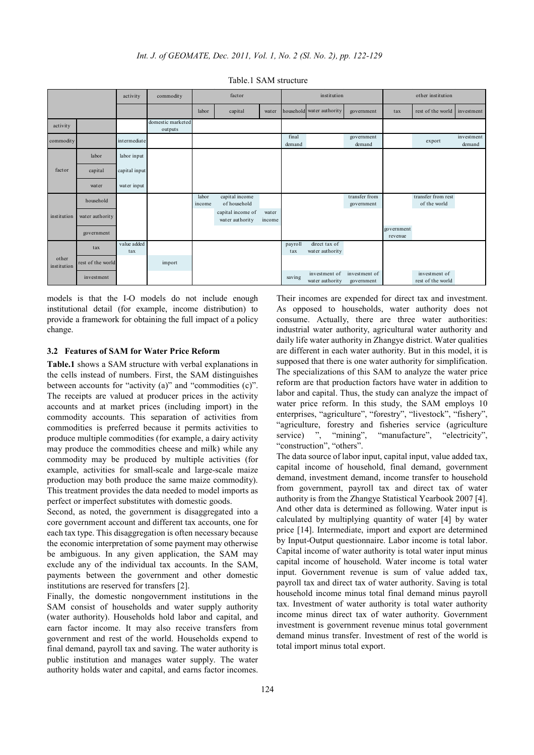Table.1 SAM structure

| | | activity | commodity | factor | | | institution | | | other institution | | |
|---|---|---|---|---|---|---|---|---|---|---|---|---|
| | | | | labor | capital | water | household | water authority | government | tax | rest of the world | investment |
| activity | | | domestic marketed outputs | | | | | | | | | |
| commodity | | intermediate | | | | | final demand | | government demand | | export | investment demand |
| factor | labor | labor input | | | | | | | | | | |
| | capital | capital input | | | | | | | | | | |
| | water | water input | | | | | | | | | | |
| institution | household | | | labor income | capital income of household | | | | transfer from government | | transfer from rest of the world | |
| | water authority | | | | capital income of water authority | water income | | | | | | |
| | government | | | | | | | | | government revenue | | |
| other institution | tax | value added tax | | | | | payroll tax | direct tax of water authority | | | | |
| | rest of the world | | import | | | | | | | | | |
| | investment | | | | | | saving | investment of water authority | investment of government | | investment of rest of the world | |

models is that the I-O models do not include enough institutional detail (for example, income distribution) to provide a framework for obtaining the full impact of a policy change.

### 3.2 Features of SAM for Water Price Reform

**Table.1** shows a SAM structure with verbal explanations in the cells instead of numbers. First, the SAM distinguishes between accounts for "activity (a)" and "commodities (c)". The receipts are valued at producer prices in the activity accounts and at market prices (including import) in the commodity accounts. This separation of activities from commodities is preferred because it permits activities to produce multiple commodities (for example, a dairy activity may produce the commodities cheese and milk) while any commodity may be produced by multiple activities (for example, activities for small-scale and large-scale maize production may both produce the same maize commodity). This treatment provides the data needed to model imports as perfect or imperfect substitutes with domestic goods.

Second, as noted, the government is disaggregated into a core government account and different tax accounts, one for each tax type. This disaggregation is often necessary because the economic interpretation of some payment may otherwise be ambiguous. In any given application, the SAM may exclude any of the individual tax accounts. In the SAM, payments between the government and other domestic institutions are reserved for transfers [2].

Finally, the domestic nongovernment institutions in the SAM consist of households and water supply authority (water authority). Households hold labor and capital, and earn factor income. It may also receive transfers from government and rest of the world. Households expend to final demand, payroll tax and saving. The water authority is public institution and manages water supply. The water authority holds water and capital, and earns factor incomes. Their incomes are expended for direct tax and investment. As opposed to households, water authority does not consume. Actually, there are three water authorities: industrial water authority, agricultural water authority and daily life water authority in Zhangye district. Water qualities are different in each water authority. But in this model, it is supposed that there is one water authority for simplification. The specializations of this SAM to analyze the water price reform are that production factors have water in addition to labor and capital. Thus, the study can analyze the impact of water price reform. In this study, the SAM employs 10 enterprises, "agriculture", "forestry", "livestock", "fishery", "agriculture, forestry and fisheries service (agriculture service) ", "mining", "manufacture", "electricity", "construction", "others".

The data source of labor input, capital input, value added tax, capital income of household, final demand, government demand, investment demand, income transfer to household from government, payroll tax and direct tax of water authority is from the Zhangye Statistical Yearbook 2007 [4]. And other data is determined as following. Water input is calculated by multiplying quantity of water [4] by water price [14]. Intermediate, import and export are determined by Input-Output questionnaire. Labor income is total labor. Capital income of water authority is total water input minus capital income of household. Water income is total water input. Government revenue is sum of value added tax, payroll tax and direct tax of water authority. Saving is total household income minus total final demand minus payroll tax. Investment of water authority is total water authority income minus direct tax of water authority. Government investment is government revenue minus total government demand minus transfer. Investment of rest of the world is total import minus total export.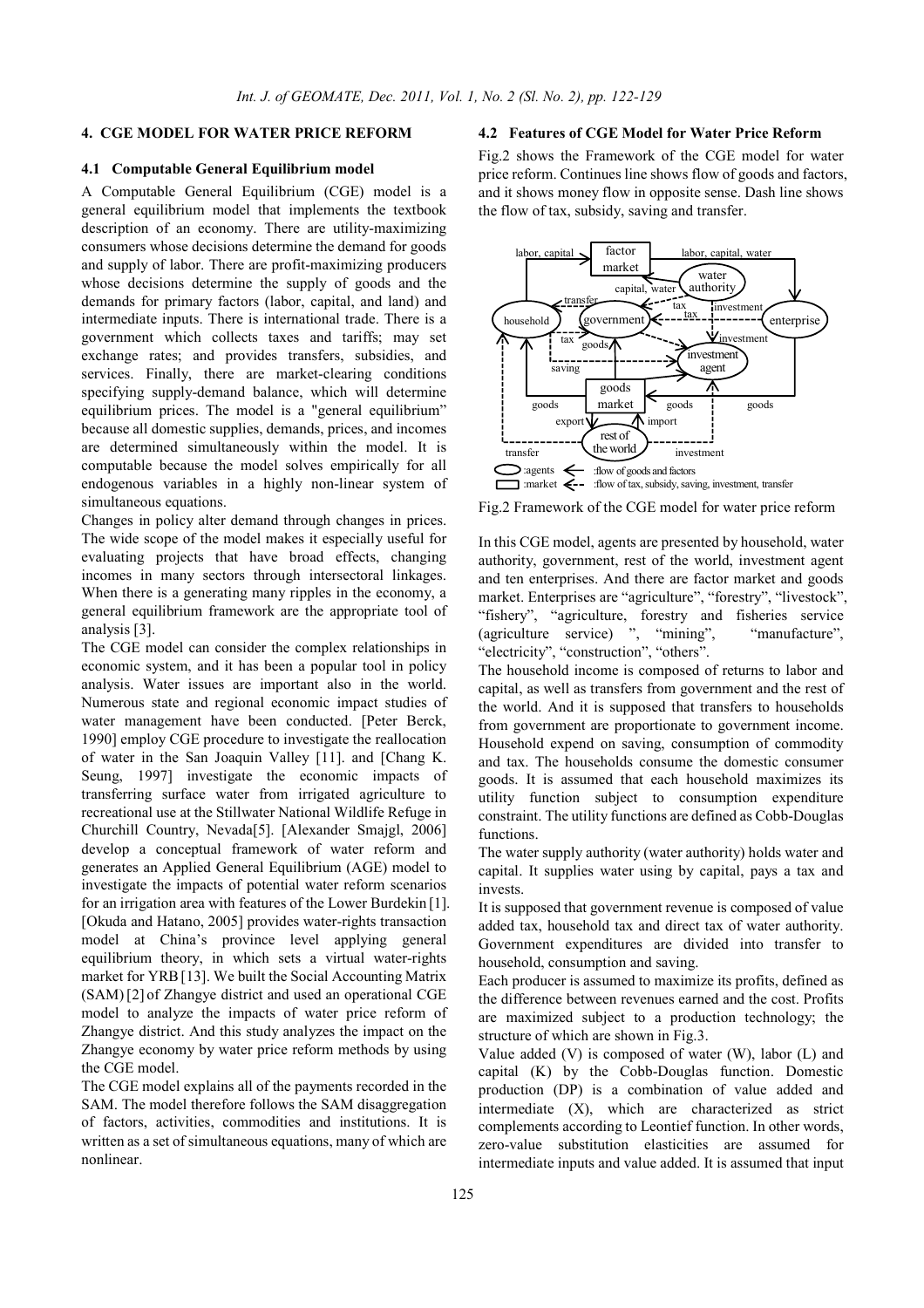## 4. CGE MODEL FOR WATER PRICE REFORM

### 4.1 Computable General Equilibrium model

A Computable General Equilibrium (CGE) model is a general equilibrium model that implements the textbook description of an economy. There are utility-maximizing consumers whose decisions determine the demand for goods and supply of labor. There are profit-maximizing producers whose decisions determine the supply of goods and the demands for primary factors (labor, capital, and land) and intermediate inputs. There is international trade. There is a government which collects taxes and tariffs; may set exchange rates; and provides transfers, subsidies, and services. Finally, there are market-clearing conditions specifying supply-demand balance, which will determine equilibrium prices. The model is a "general equilibrium" because all domestic supplies, demands, prices, and incomes are determined simultaneously within the model. It is computable because the model solves empirically for all endogenous variables in a highly non-linear system of simultaneous equations.

Changes in policy alter demand through changes in prices. The wide scope of the model makes it especially useful for evaluating projects that have broad effects, changing incomes in many sectors through intersectoral linkages. When there is a generating many ripples in the economy, a general equilibrium framework are the appropriate tool of analysis [3].

The CGE model can consider the complex relationships in economic system, and it has been a popular tool in policy analysis. Water issues are important also in the world. Numerous state and regional economic impact studies of water management have been conducted. [Peter Berck, 1990] employ CGE procedure to investigate the reallocation of water in the San Joaquin Valley [11]. and [Chang K. Seung, 1997] investigate the economic impacts of transferring surface water from irrigated agriculture to recreational use at the Stillwater National Wildlife Refuge in Churchill Country, Nevada[5]. [Alexander Smajgl, 2006] develop a conceptual framework of water reform and generates an Applied General Equilibrium (AGE) model to investigate the impacts of potential water reform scenarios for an irrigation area with features of the Lower Burdekin [1]. [Okuda and Hatano, 2005] provides water-rights transaction model at China's province level applying general equilibrium theory, in which sets a virtual water-rights market for YRB [13]. We built the Social Accounting Matrix (SAM) [2] of Zhangye district and used an operational CGE model to analyze the impacts of water price reform of Zhangye district. And this study analyzes the impact on the Zhangye economy by water price reform methods by using the CGE model.

The CGE model explains all of the payments recorded in the SAM. The model therefore follows the SAM disaggregation of factors, activities, commodities and institutions. It is written as a set of simultaneous equations, many of which are nonlinear.

### 4.2 Features of CGE Model for Water Price Reform

Fig.2 shows the Framework of the CGE model for water price reform. Continues line shows flow of goods and factors, and it shows money flow in opposite sense. Dash line shows the flow of tax, subsidy, saving and transfer.

Fig.2 Framework of the CGE model for water price reform

In this CGE model, agents are presented by household, water authority, government, rest of the world, investment agent and ten enterprises. And there are factor market and goods market. Enterprises are "agriculture", "forestry", "livestock", "fishery", "agriculture, forestry and fisheries service (agriculture service) ", "mining", "manufacture", "electricity", "construction", "others".

The household income is composed of returns to labor and capital, as well as transfers from government and the rest of the world. And it is supposed that transfers to households from government are proportionate to government income. Household expend on saving, consumption of commodity and tax. The households consume the domestic consumer goods. It is assumed that each household maximizes its utility function subject to consumption expenditure constraint. The utility functions are defined as Cobb-Douglas functions.

The water supply authority (water authority) holds water and capital. It supplies water using by capital, pays a tax and invests.

It is supposed that government revenue is composed of value added tax, household tax and direct tax of water authority. Government expenditures are divided into transfer to household, consumption and saving.

Each producer is assumed to maximize its profits, defined as the difference between revenues earned and the cost. Profits are maximized subject to a production technology; the structure of which are shown in Fig.3.

Value added (V) is composed of water (W), labor (L) and capital (K) by the Cobb-Douglas function. Domestic production (DP) is a combination of value added and intermediate (X), which are characterized as strict complements according to Leontief function. In other words, zero-value substitution elasticities are assumed for intermediate inputs and value added. It is assumed that input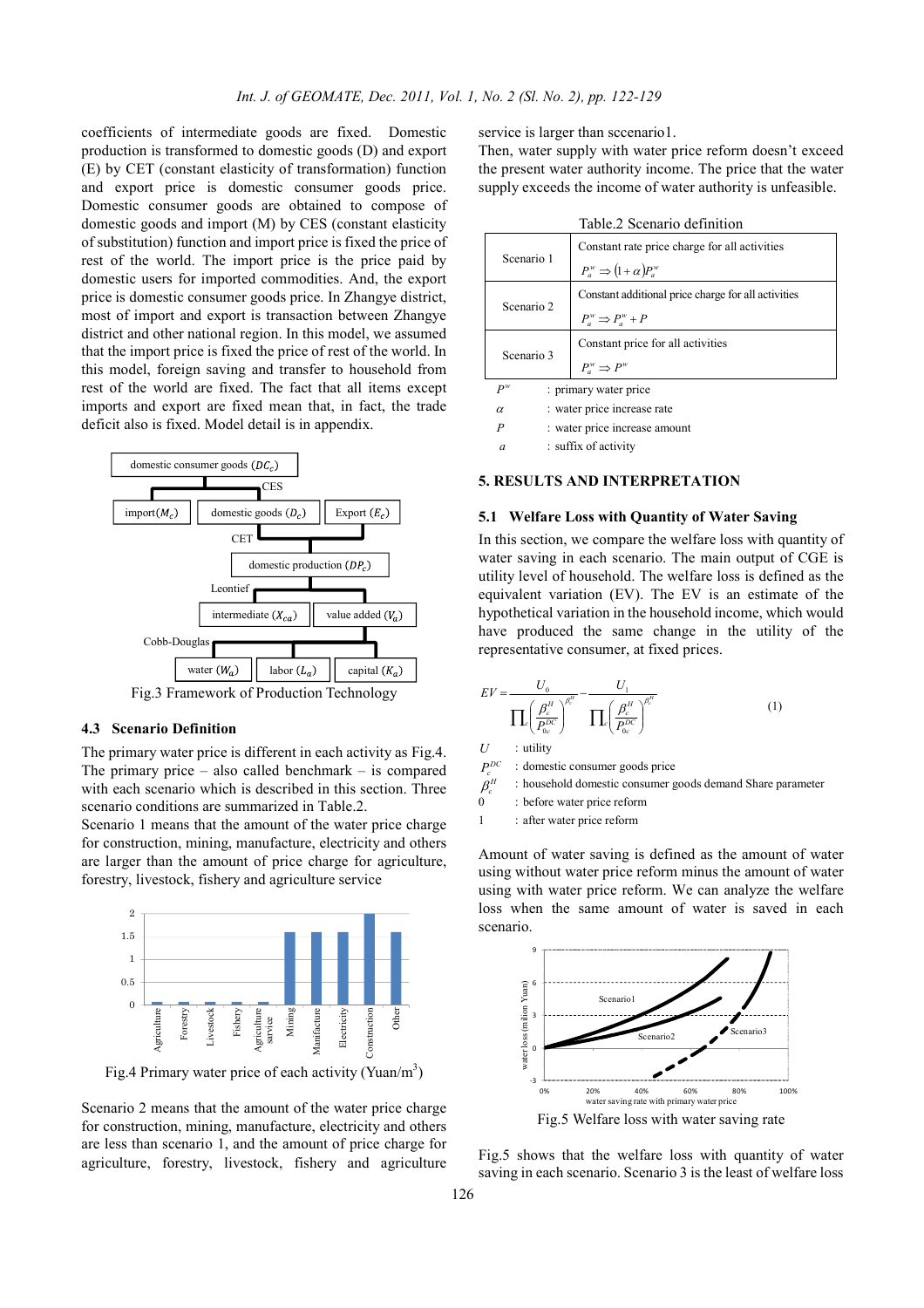coefficients of intermediate goods are fixed. Domestic production is transformed to domestic goods (D) and export (E) by CET (constant elasticity of transformation) function and export price is domestic consumer goods price. Domestic consumer goods are obtained to compose of domestic goods (D) and import (M) by CES (constant elasticity of substitution) function and import price is fixed the price of rest of the world. The import price is the price paid by domestic users for imported commodities. And, the export price is domestic consumer goods price. In Zhangye district, most of import and export is transaction between Zhangye district and other national region. In this model, we assumed that the import price is fixed the price of rest of the world. In this model, foreign saving and transfer to household from rest of the world are fixed. The fact that all items except imports and export are fixed mean that, in fact, the trade deficit also is fixed. Model detail is in appendix.

Fig.3 Framework of Production Technology

### 4.3 Scenario Definition

The primary water price is different in each activity as Fig.4. The primary price – also called benchmark – is compared with each scenario which is described in this section. Three scenario conditions are summarized in Table.2.

Scenario 1 means that the amount of the water price charge for construction, mining, manufacture, electricity and others are larger than the amount of price charge for agriculture, forestry, livestock, fishery and agriculture service

Fig.4 Primary water price of each activity (Yuan/m$^3$)

Scenario 2 means that the amount of the water price charge for construction, mining, manufacture, electricity and others are less than scenario 1, and the amount of price charge for agriculture, forestry, livestock, fishery and agriculture service is larger than sccenario1.

Then, water supply with water price reform doesn't exceed the present water authority income. The price that the water supply exceeds the income of water authority is unfeasible.

Table.2 Scenario definition

| | |
|---|---|
| Scenario 1 | Constant rate price charge for all activities<br>$P_a^w \Rightarrow (1+\alpha)P_a^w$ |
| Scenario 2 | Constant additional price charge for all activities<br>$P_a^w \Rightarrow P_a^w + P$ |
| Scenario 3 | Constant price for all activities<br>$P_a^w \Rightarrow P^w$ |

$P^w$ : primary water price
$\alpha$ : water price increase rate
$P$ : water price increase amount
$a$ : suffix of activity

## 5. RESULTS AND INTERPRETATION

### 5.1 Welfare Loss with Quantity of Water Saving

In this section, we compare the welfare loss with quantity of water saving in each scenario. The main output of CGE is utility level of household. The welfare loss is defined as the equivalent variation (EV). The EV is an estimate of the hypothetical variation in the household income, which would have produced the same change in the utility of the representative consumer, at fixed prices.

$$EV = \frac{U_0}{\prod_c \left(\frac{\beta_c^H}{P_{0c}^{DC}}\right)^{\beta_c^H}} - \frac{U_1}{\prod_c \left(\frac{\beta_c^H}{P_{0c}^{DC}}\right)^{\beta_c^H}} \tag{1}$$

$U$ : utility
$P_c^{DC}$ : domestic consumer goods price
$\beta_c^H$ : household domestic consumer goods demand Share parameter
0 : before water price reform
1 : after water price reform

Amount of water saving is defined as the amount of water using without water price reform minus the amount of water using with water price reform. We can analyze the welfare loss when the same amount of water is saved in each scenario.

Fig.5 Welfare loss with water saving rate

Fig.5 shows that the welfare loss with quantity of water saving in each scenario. Scenario 3 is the least of welfare loss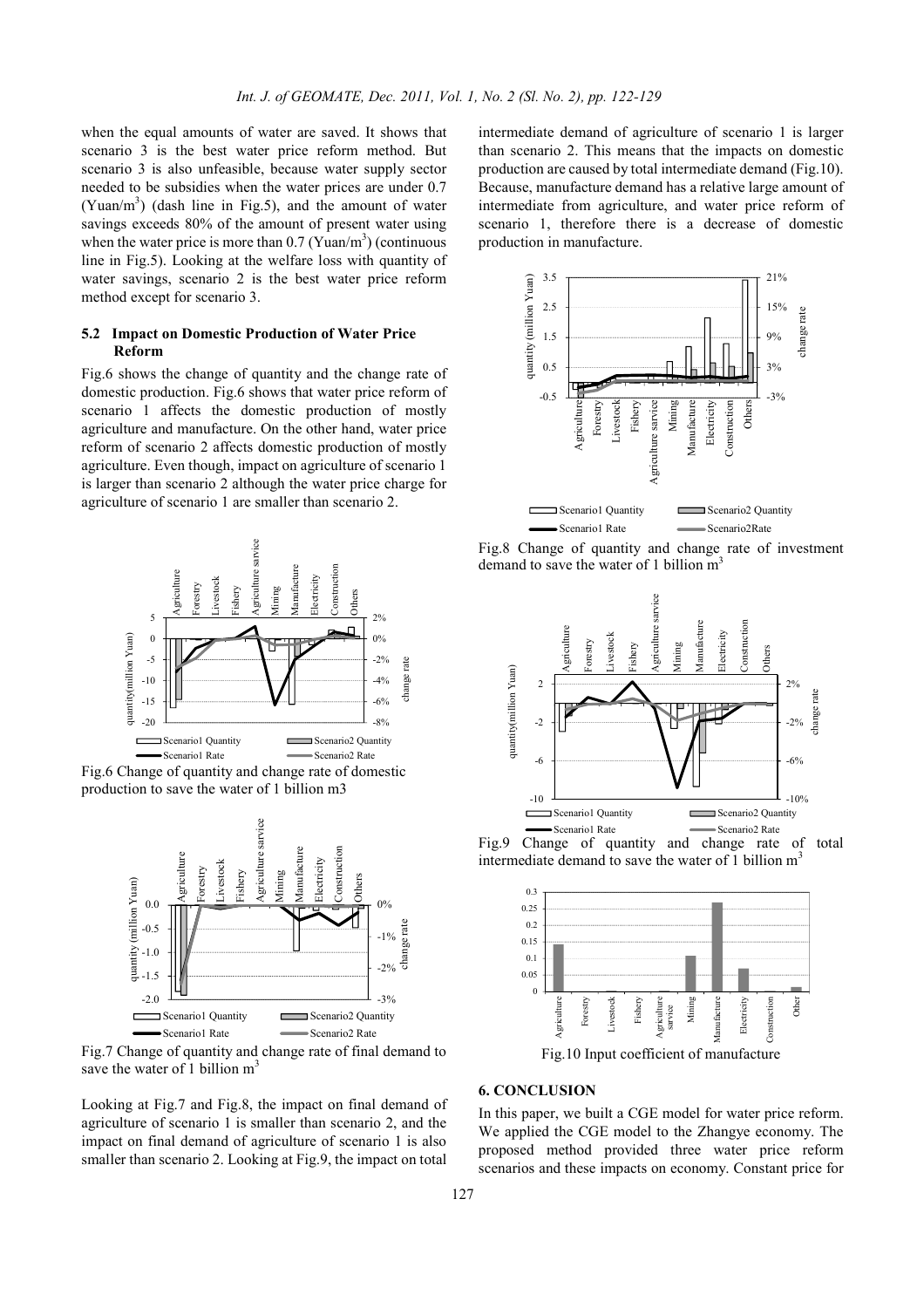when the equal amounts of water are saved. It shows that scenario 3 is the best water price reform method. But scenario 3 is also unfeasible, because water supply sector needed to be subsidies when the water prices are under 0.7 (Yuan/m$^3$) (dash line in Fig.5), and the amount of water savings exceeds 80% of the amount of present water using when the water price is more than 0.7 (Yuan/m$^3$) (continuous line in Fig.5). Looking at the welfare loss with quantity of water savings, scenario 2 is the best water price reform method except for scenario 3.

### 5.2 Impact on Domestic Production of Water Price Reform

Fig.6 shows the change of quantity and the change rate of domestic production. Fig.6 shows that water price reform of scenario 1 affects the domestic production of mostly agriculture and manufacture. On the other hand, water price reform of scenario 2 affects domestic production of mostly agriculture. Even though, impact on agriculture of scenario 1 is larger than scenario 2 although the water price charge for agriculture of scenario 1 are smaller than scenario 2.

Fig.6 Change of quantity and change rate of domestic production to save the water of 1 billion m3

Fig.7 Change of quantity and change rate of final demand to save the water of 1 billion m$^3$

Looking at Fig.7 and Fig.8, the impact on final demand of agriculture of scenario 1 is smaller than scenario 2, and the impact on final demand of agriculture of scenario 1 is also smaller than scenario 2. Looking at Fig.9, the impact on total intermediate demand of agriculture of scenario 1 is larger than scenario 2. This means that the impacts on domestic production are caused by total intermediate demand (Fig.10). Because, manufacture demand has a relative large amount of intermediate from agriculture, and water price reform of scenario 1, therefore there is a decrease of domestic production in manufacture.

Fig.8 Change of quantity and change rate of investment demand to save the water of 1 billion m$^3$

Fig.9 Change of quantity and change rate of total intermediate demand to save the water of 1 billion m$^3$

Fig.10 Input coefficient of manufacture

## 6. CONCLUSION

In this paper, we built a CGE model for water price reform. We applied the CGE model to the Zhangye economy. The proposed method provided three water price reform scenarios and these impacts on economy. Constant price for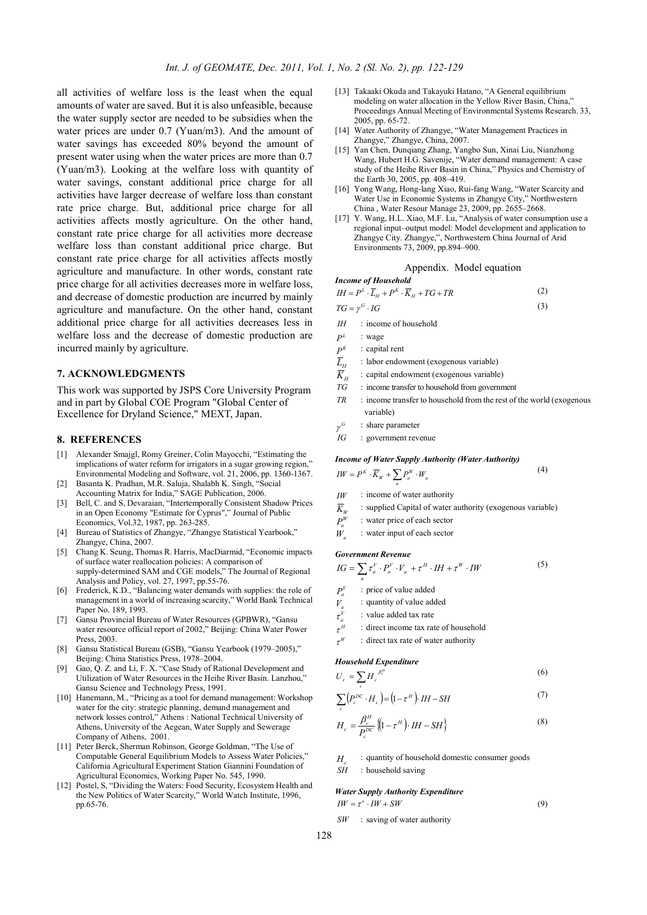all activities of welfare loss is the least when the equal amounts of water are saved. But it is also unfeasible, because the water supply sector are needed to be subsidies when the water prices are under 0.7 (Yuan/m3). And the amount of water savings has exceeded 80% beyond the amount of present water using when the water prices are more than 0.7 (Yuan/m3). Looking at the welfare loss with quantity of water savings, constant additional price charge for all activities have larger decrease of welfare loss than constant rate price charge. But, additional price charge for all activities affects mostly agriculture. On the other hand, constant rate price charge for all activities more decrease welfare loss than constant additional price charge. But constant rate price charge for all activities affects mostly agriculture and manufacture. In other words, constant rate price charge for all activities decreases more in welfare loss, and decrease of domestic production are incurred by mainly agriculture and manufacture. On the other hand, constant additional price charge for all activities decreases less in welfare loss and the decrease of domestic production are incurred mainly by agriculture.

## 7. ACKNOWLEDGMENTS

This work was supported by JSPS Core University Program and in part by Global COE Program "Global Center of Excellence for Dryland Science," MEXT, Japan.

## 8. REFERENCES

- [1] Alexander Smajgl, Romy Greiner, Colin Mayocchi, "Estimating the implications of water reform for irrigators in a sugar growing region," Environmental Modeling and Software, vol. 21, 2006, pp. 1360-1367.
- [2] Basanta K. Pradhan, M.R. Saluja, Shalabh K. Singh, "Social Accounting Matrix for India," SAGE Publication, 2006.
- [3] Bell, C. and S, Devaraian, "Intertemporally Consistent Shadow Prices in an Open Economy "Estimate for Cyprus"," Journal of Public Economics, Vol.32, 1987, pp. 263-285.
- [4] Bureau of Statistics of Zhangye, "Zhangye Statistical Yearbook," Zhangye, China, 2007.
- [5] Chang K. Seung, Thomas R. Harris, MacDiarmid, "Economic impacts of surface water reallocation policies: A comparison of supply-determined SAM and CGE models," The Journal of Regional Analysis and Policy, vol. 27, 1997, pp.55-76.
- [6] Frederick, K.D., "Balancing water demands with supplies: the role of management in a world of increasing scarcity," World Bank Technical Paper No. 189, 1993.
- [7] Gansu Provincial Bureau of Water Resources (GPBWR), "Gansu water resource official report of 2002," Beijing: China Water Power Press, 2003.
- [8] Gansu Statistical Bureau (GSB), "Gansu Yearbook (1979–2005)," Beijing: China Statistics Press, 1978–2004.
- [9] Gao, Q. Z. and Li, F. X. "Case Study of Rational Development and Utilization of Water Resources in the Heihe River Basin. Lanzhou," Gansu Science and Technology Press, 1991.
- [10] Hanemann, M., "Pricing as a tool for demand management: Workshop water for the city: strategic planning, demand management and network losses control," Athens : National Technical University of Athens, University of the Aegean, Water Supply and Sewerage Company of Athens, 2001.
- [11] Peter Berck, Sherman Robinson, George Goldman, "The Use of Computable General Equilibrium Models to Assess Water Policies," California Agricultural Experiment Station Giannini Foundation of Agricultural Economics, Working Paper No. 545, 1990.
- [12] Postel, S, "Dividing the Waters: Food Security, Ecosystem Health and the New Politics of Water Scarcity," World Watch Institute, 1996, pp.65-76.
- [13] Takaaki Okuda and Takayuki Hatano, "A General equilibrium modeling on water allocation in the Yellow River Basin, China," Proceedings Annual Meeting of Environmental Systems Research. 33, 2005, pp. 65-72.
- [14] Water Authority of Zhangye, "Water Management Practices in Zhangye," Zhangye, China, 2007.
- [15] Yan Chen, Dunqiang Zhang, Yangbo Sun, Xinai Liu, Nianzhong Wang, Hubert H.G. Savenije, "Water demand management: A case study of the Heihe River Basin in China," Physics and Chemistry of the Earth 30, 2005, pp. 408–419.
- [16] Yong Wang, Hong-lang Xiao, Rui-fang Wang, "Water Scarcity and Water Use in Economic Systems in Zhangye City," Northwestern China , Water Resour Manage 23, 2009, pp. 2655–2668.
- [17] Y. Wang, H.L. Xiao, M.F. Lu, "Analysis of water consumption use a regional input–output model: Model development and application to Zhangye City. Zhangye,", Northwestern China Journal of Arid Environments 73, 2009, pp.894–900.

## Appendix. Model equation

***Income of Household***

$$IH = P^L \cdot \overline{L}_H + P^K \cdot \overline{K}_H + TG + TR \tag{2}$$

$$TG = \gamma^G \cdot IG \tag{3}$$

- $IH$ : income of household
- $P^L$ : wage
- $P^K$ : capital rent
- $\overline{L}_H$ : labor endowment (exogenous variable)
- $\overline{K}_H$ : capital endowment (exogenous variable)
- $TG$ : income transfer to household from government
- $TR$ : income transfer to household from the rest of the world (exogenous variable)
- $\gamma^G$ : share parameter
- $IG$ : government revenue

***Income of Water Supply Authority (Water Authority)***

$$IW = P^K \cdot \overline{K}_W + \sum_a P_a^W \cdot W_a \tag{4}$$

- $IW$ : income of water authority
- $\overline{K}_W$ : supplied Capital of water authority (exogenous variable)
- $P_a^W$ : water price of each sector
- $W_a$ : water input of each sector

***Government Revenue***

$$IG = \sum_a \tau_a^V \cdot P_a^V \cdot V_a + \tau^H \cdot IH + \tau^W \cdot IW \tag{5}$$

- $P_a^V$ : price of value added
- $V_a$ : quantity of value added
- $\tau_a^V$ : value added tax rate
- $\tau^H$ : direct income tax rate of household
- $\tau^W$ : direct tax rate of water authority

***Household Expenditure***

$$U_c = \sum_c H_c^{\beta_c^H} \tag{6}$$

$$\sum_c \left(P_c^{DC} \cdot H_c\right) = \left(1 - \tau^H\right) \cdot IH - SH \tag{7}$$

$$H_c = \frac{\beta_c^H}{P_c^{DC}} \left\{\left(1 - \tau^H\right) \cdot IH - SH\right\} \tag{8}$$

- $H_c$ : quantity of household domestic consumer goods
- $SH$ : household saving

***Water Supply Authority Expenditure***

$$IW = \tau^w \cdot IW + SW \tag{9}$$

- $SW$ : saving of water authority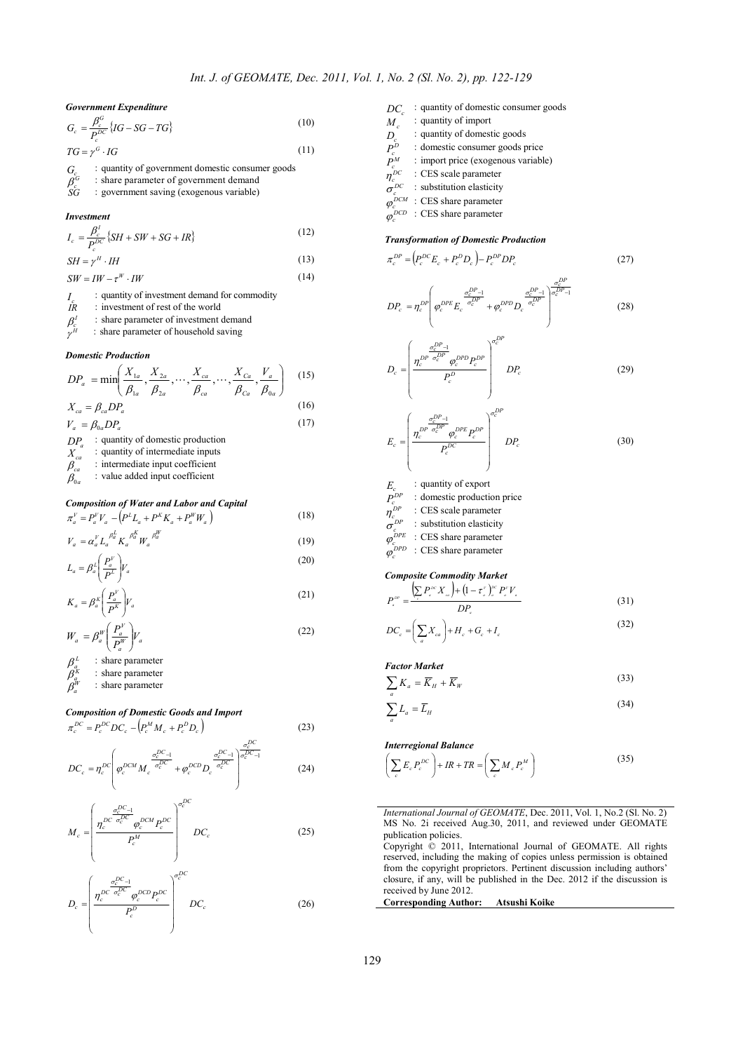### *Government Expenditure*

$$G_c = \frac{\beta_c^G}{P_c^{DC}}\{IG - SG - TG\} \tag{10}$$

$$TG = \gamma^G \cdot IG \tag{11}$$

$G_c$ : quantity of government domestic consumer goods
$\beta_c^G$ : share parameter of government demand
$SG$ : government saving (exogenous variable)

### *Investment*

$$I_c = \frac{\beta_c^I}{P_c^{DC}}\{SH + SW + SG + IR\} \tag{12}$$

$$SH = \gamma^H \cdot IH \tag{13}$$

$$SW = IW - \tau^W \cdot IW \tag{14}$$

$I_c$ : quantity of investment demand for commodity
$IR$ : investment of rest of the world
$\beta_c^I$ : share parameter of investment demand
$\gamma^H$ : share parameter of household saving

### *Domestic Production*

$$DP_a = \min\left(\frac{X_{1a}}{\beta_{1a}}, \frac{X_{2a}}{\beta_{2a}}, \cdots, \frac{X_{ca}}{\beta_{ca}}, \cdots, \frac{X_{Ca}}{\beta_{Ca}}, \frac{V_a}{\beta_{0a}}\right) \tag{15}$$

$$X_{ca} = \beta_{ca} DP_a \tag{16}$$

$$V_a = \beta_{0a} DP_a \tag{17}$$

$DP_a$ : quantity of domestic production
$X_{ca}$ : quantity of intermediate inputs
$\beta_{ca}$ : intermediate input coefficient
$\beta_{0a}$ : value added input coefficient

### *Composition of Water and Labor and Capital*

$$\pi_a^V = P_a^V V_a - \left(P^L L_a + P^K K_a + P_a^W W_a\right) \tag{18}$$

$$V_a = \alpha_a^V L_a^{\beta_a^L} K_a^{\beta_a^K} W_a^{\beta_a^W} \tag{19}$$

$$L_a = \beta_a^L \left(\frac{P_a^V}{P^L}\right) V_a \tag{20}$$

$$K_a = \beta_a^K \left(\frac{P_a^V}{P^K}\right) V_a \tag{21}$$

$$W_a = \beta_a^W \left(\frac{P_a^V}{P_a^W}\right) V_a \tag{22}$$

$\beta_a^L$ : share parameter
$\beta_a^K$ : share parameter
$\beta_a^W$ : share parameter

### *Composition of Domestic Goods and Import*

$$\pi_c^{DC} = P_c^{DC} DC_c - \left(P_c^M M_c + P_c^D D_c\right) \tag{23}$$

$$DC_c = \eta_c^{DC}\left(\varphi_c^{DCM} M_c^{\frac{\sigma_c^{DC}-1}{\sigma_c^{DC}}} + \varphi_c^{DCD} D_c^{\frac{\sigma_c^{DC}-1}{\sigma_c^{DC}}}\right)^{\frac{\sigma_c^{DC}}{\sigma_c^{DC}-1}} \tag{24}$$

$$M_c = \left(\frac{\eta_c^{DC\,\frac{\sigma_c^{DC}-1}{\sigma_c^{DC}}} \varphi_c^{DCM} P_c^{DC}}{P_c^M}\right)^{\sigma_c^{DC}} DC_c \tag{25}$$

$$D_c = \left(\frac{\eta_c^{DC\,\frac{\sigma_c^{DC}-1}{\sigma_c^{DC}}} \varphi_c^{DCD} P_c^{DC}}{P_c^D}\right)^{\sigma_c^{DC}} DC_c \tag{26}$$

$DC_c$ : quantity of domestic consumer goods
$M_c$ : quantity of import
$D_c$ : quantity of domestic goods
$P_c^D$ : domestic consumer goods price
$P_c^M$ : import price (exogenous variable)
$\eta_c^{DC}$ : CES scale parameter
$\sigma_c^{DC}$ : substitution elasticity
$\varphi_c^{DCM}$ : CES share parameter
$\varphi_c^{DCD}$ : CES share parameter

### *Transformation of Domestic Production*

$$\pi_c^{DP} = \left(P_c^{DC} E_c + P_c^D D_c\right) - P_c^{DP} DP_c \tag{27}$$

$$DP_c = \eta_c^{DP}\left(\varphi_c^{DPE} E_c^{\frac{\sigma_c^{DP}-1}{\sigma_c^{DP}}} + \varphi_c^{DPD} D_c^{\frac{\sigma_c^{DP}-1}{\sigma_c^{DP}}}\right)^{\frac{\sigma_c^{DP}}{\sigma_c^{DP}-1}} \tag{28}$$

$$D_c = \left(\frac{\eta_c^{DP\,\frac{\sigma_c^{DP}-1}{\sigma_c^{DP}}} \varphi_c^{DPD} P_c^{DP}}{P_c^D}\right)^{\sigma_c^{DP}} DP_c \tag{29}$$

$$E_c = \left(\frac{\eta_c^{DP\,\frac{\sigma_c^{DP}-1}{\sigma_c^{DP}}} \varphi_c^{DPE} P_c^{DP}}{P_c^{DC}}\right)^{\sigma_c^{DP}} DP_c \tag{30}$$

$E_c$ : quantity of export
$P_c^{DP}$ : domestic production price
$\eta_c^{DP}$ : CES scale parameter
$\sigma_c^{DP}$ : substitution elasticity
$\varphi_c^{DPE}$ : CES share parameter
$\varphi_c^{DPD}$ : CES share parameter

### *Composite Commodity Market*

$$P_a^{DP} = \frac{\left(\sum_c P_c^{DC} X_{ca}\right) + \left(1 - \tau_a^V\right)_a^{DC} P_a^V V_a}{DP_a} \tag{31}$$

$$DC_c = \left(\sum_a X_{ca}\right) + H_c + G_c + I_c \tag{32}$$

### *Factor Market*

$$\sum_a K_a = \overline{K}_H + \overline{K}_W \tag{33}$$

$$\sum_a L_a = \overline{L}_H \tag{34}$$

### *Interregional Balance*

$$\left(\sum_c E_c P_c^{DC}\right) + IR + TR = \left(\sum_c M_c P_c^M\right) \tag{35}$$

---

*International Journal of GEOMATE*, Dec. 2011, Vol. 1, No.2 (Sl. No. 2) MS No. 2i received Aug.30, 2011, and reviewed under GEOMATE publication policies.
Copyright © 2011, International Journal of GEOMATE. All rights reserved, including the making of copies unless permission is obtained from the copyright proprietors. Pertinent discussion including authors' closure, if any, will be published in the Dec. 2012 if the discussion is received by June 2012.
**Corresponding Author: Atsushi Koike**